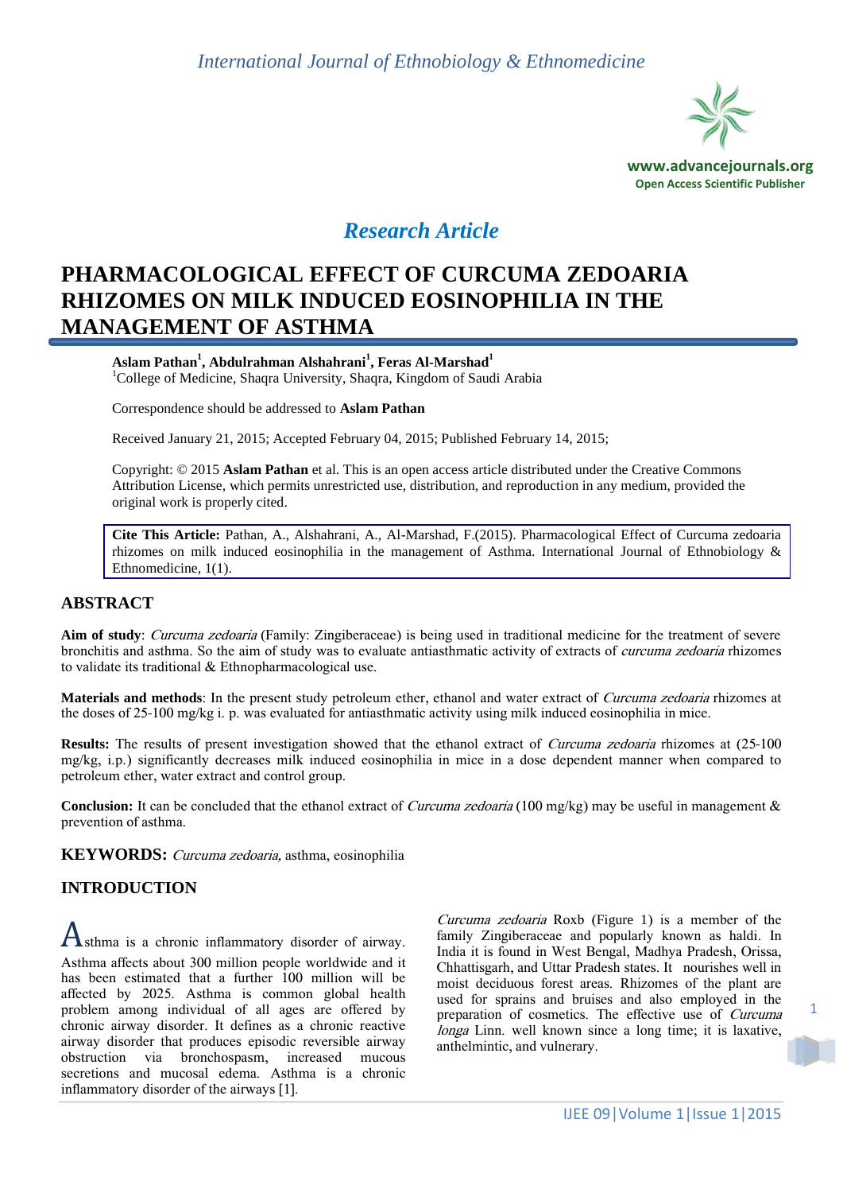*Research Article*

# PHARMACOLOGICAL EFFECT OF CURCUMA ZEDOARIA RHIZOMES ON MILK INDUCED EOSINOPHILIA IN THE MANAGEMENT OF ASTHMA

**Aslam Pathan[1], Abdulrahman Alshahrani[1], Feras Al-Marshad[1]**

[1]College of Medicine, Shaqra University, Shaqra, Kingdom of Saudi Arabia

Correspondence should be addressed to **Aslam Pathan**

Received January 21, 2015; Accepted February 04, 2015; Published February 14, 2015;

Copyright: © 2015 **Aslam Pathan** et al. This is an open access article distributed under the Creative Commons Attribution License, which permits unrestricted use, distribution, and reproduction in any medium, provided the original work is properly cited.

**Cite This Article:** Pathan, A., Alshahrani, A., Al-Marshad, F.(2015). Pharmacological Effect of Curcuma zedoaria rhizomes on milk induced eosinophilia in the management of Asthma. International Journal of Ethnobiology & Ethnomedicine, 1(1).

## ABSTRACT

**Aim of study**: *Curcuma zedoaria* (Family: Zingiberaceae) is being used in traditional medicine for the treatment of severe bronchitis and asthma. So the aim of study was to evaluate antiasthmatic activity of extracts of *curcuma zedoaria* rhizomes to validate its traditional & Ethnopharmacological use.

**Materials and methods**: In the present study petroleum ether, ethanol and water extract of *Curcuma zedoaria* rhizomes at the doses of 25-100 mg/kg i. p. was evaluated for antiasthmatic activity using milk induced eosinophilia in mice.

**Results:** The results of present investigation showed that the ethanol extract of *Curcuma zedoaria* rhizomes at (25-100 mg/kg, i.p.) significantly decreases milk induced eosinophilia in mice in a dose dependent manner when compared to petroleum ether, water extract and control group.

**Conclusion:** It can be concluded that the ethanol extract of *Curcuma zedoaria* (100 mg/kg) may be useful in management & prevention of asthma.

**KEYWORDS:** *Curcuma zedoaria,* asthma, eosinophilia

## INTRODUCTION

Asthma is a chronic inflammatory disorder of airway. Asthma affects about 300 million people worldwide and it has been estimated that a further 100 million will be affected by 2025. Asthma is common global health problem among individual of all ages are offered by chronic airway disorder. It defines as a chronic reactive airway disorder that produces episodic reversible airway obstruction via bronchospasm, increased mucous secretions and mucosal edema. Asthma is a chronic inflammatory disorder of the airways [1].

*Curcuma zedoaria* Roxb (Figure 1) is a member of the family Zingiberaceae and popularly known as haldi. In India it is found in West Bengal, Madhya Pradesh, Orissa, Chhattisgarh, and Uttar Pradesh states. It nourishes well in moist deciduous forest areas. Rhizomes of the plant are used for sprains and bruises and also employed in the preparation of cosmetics. The effective use of *Curcuma longa* Linn. well known since a long time; it is laxative, anthelmintic, and vulnerary.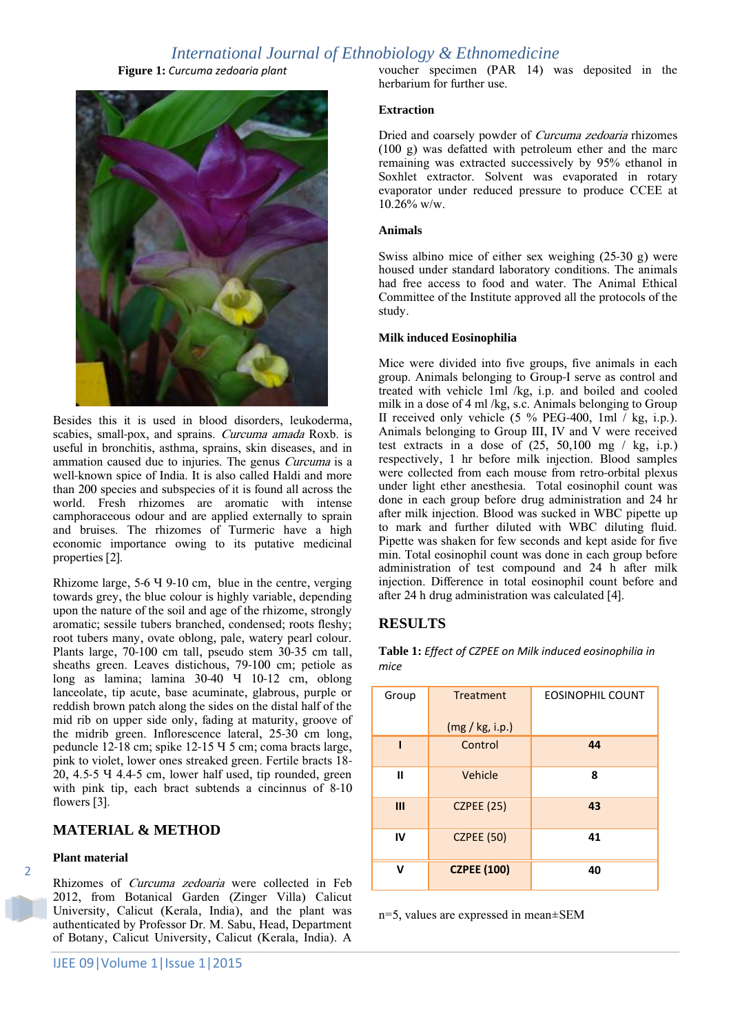**Figure 1:** *Curcuma zedoaria plant*

Besides this it is used in blood disorders, leukoderma, scabies, small-pox, and sprains. *Curcuma amada* Roxb. is useful in bronchitis, asthma, sprains, skin diseases, and in ammation caused due to injuries. The genus *Curcuma* is a well-known spice of India. It is also called Haldi and more than 200 species and subspecies of it is found all across the world. Fresh rhizomes are aromatic with intense camphoraceous odour and are applied externally to sprain and bruises. The rhizomes of Turmeric have a high economic importance owing to its putative medicinal properties [2].

Rhizome large, 5-6 Ч 9-10 cm, blue in the centre, verging towards grey, the blue colour is highly variable, depending upon the nature of the soil and age of the rhizome, strongly aromatic; sessile tubers branched, condensed; roots fleshy; root tubers many, ovate oblong, pale, watery pearl colour. Plants large, 70-100 cm tall, pseudo stem 30-35 cm tall, sheaths green. Leaves distichous, 79-100 cm; petiole as long as lamina; lamina 30-40 Ч 10-12 cm, oblong lanceolate, tip acute, base acuminate, glabrous, purple or reddish brown patch along the sides on the distal half of the mid rib on upper side only, fading at maturity, groove of the midrib green. Inflorescence lateral, 25-30 cm long, peduncle 12-18 cm; spike 12-15 Ч 5 cm; coma bracts large, pink to violet, lower ones streaked green. Fertile bracts 18-20, 4.5-5 Ч 4.4-5 cm, lower half used, tip rounded, green with pink tip, each bract subtends a cincinnus of 8-10 flowers [3].

## MATERIAL & METHOD

### Plant material

Rhizomes of *Curcuma zedoaria* were collected in Feb 2012, from Botanical Garden (Zinger Villa) Calicut University, Calicut (Kerala, India), and the plant was authenticated by Professor Dr. M. Sabu, Head, Department of Botany, Calicut University, Calicut (Kerala, India). A voucher specimen (PAR 14) was deposited in the herbarium for further use.

### Extraction

Dried and coarsely powder of *Curcuma zedoaria* rhizomes (100 g) was defatted with petroleum ether and the marc remaining was extracted successively by 95% ethanol in Soxhlet extractor. Solvent was evaporated in rotary evaporator under reduced pressure to produce CCEE at 10.26% w/w.

### Animals

Swiss albino mice of either sex weighing (25-30 g) were housed under standard laboratory conditions. The animals had free access to food and water. The Animal Ethical Committee of the Institute approved all the protocols of the study.

### Milk induced Eosinophilia

Mice were divided into five groups, five animals in each group. Animals belonging to Group-I serve as control and treated with vehicle 1ml /kg, i.p. and boiled and cooled milk in a dose of 4 ml /kg, s.c. Animals belonging to Group II received only vehicle (5 % PEG-400, 1ml / kg, i.p.). Animals belonging to Group III, IV and V were received test extracts in a dose of (25, 50,100 mg / kg, i.p.) respectively, 1 hr before milk injection. Blood samples were collected from each mouse from retro-orbital plexus under light ether anesthesia. Total eosinophil count was done in each group before drug administration and 24 hr after milk injection. Blood was sucked in WBC pipette up to mark and further diluted with WBC diluting fluid. Pipette was shaken for few seconds and kept aside for five min. Total eosinophil count was done in each group before administration of test compound and 24 h after milk injection. Difference in total eosinophil count before and after 24 h drug administration was calculated [4].

## RESULTS

**Table 1:** *Effect of CZPEE on Milk induced eosinophilia in mice*

| Group | Treatment (mg / kg, i.p.) | EOSINOPHIL COUNT |
|---|---|---|
| **I** | Control | **44** |
| **II** | Vehicle | **8** |
| **III** | CZPEE (25) | **43** |
| **IV** | CZPEE (50) | **41** |
| **V** | **CZPEE (100)** | **40** |

n=5, values are expressed in mean±SEM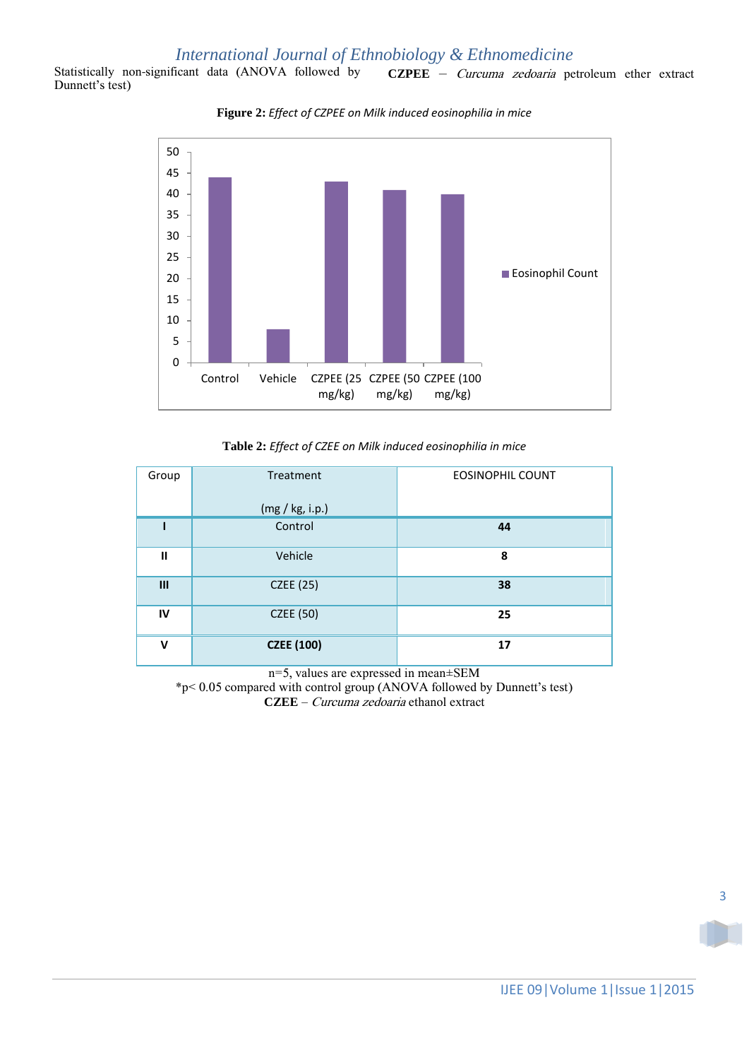Statistically non-significant data (ANOVA followed by Dunnett's test)

**CZPEE** – *Curcuma zedoaria* petroleum ether extract

**Figure 2:** *Effect of CZPEE on Milk induced eosinophilia in mice*

**Table 2:** *Effect of CZEE on Milk induced eosinophilia in mice*

| Group | Treatment (mg / kg, i.p.) | EOSINOPHIL COUNT |
|---|---|---|
| **I** | Control | **44** |
| **II** | Vehicle | **8** |
| **III** | CZEE (25) | **38** |
| **IV** | CZEE (50) | **25** |
| **V** | **CZEE (100)** | **17** |

n=5, values are expressed in mean±SEM

*p< 0.05 compared with control group (ANOVA followed by Dunnett's test)

**CZEE** – *Curcuma zedoaria* ethanol extract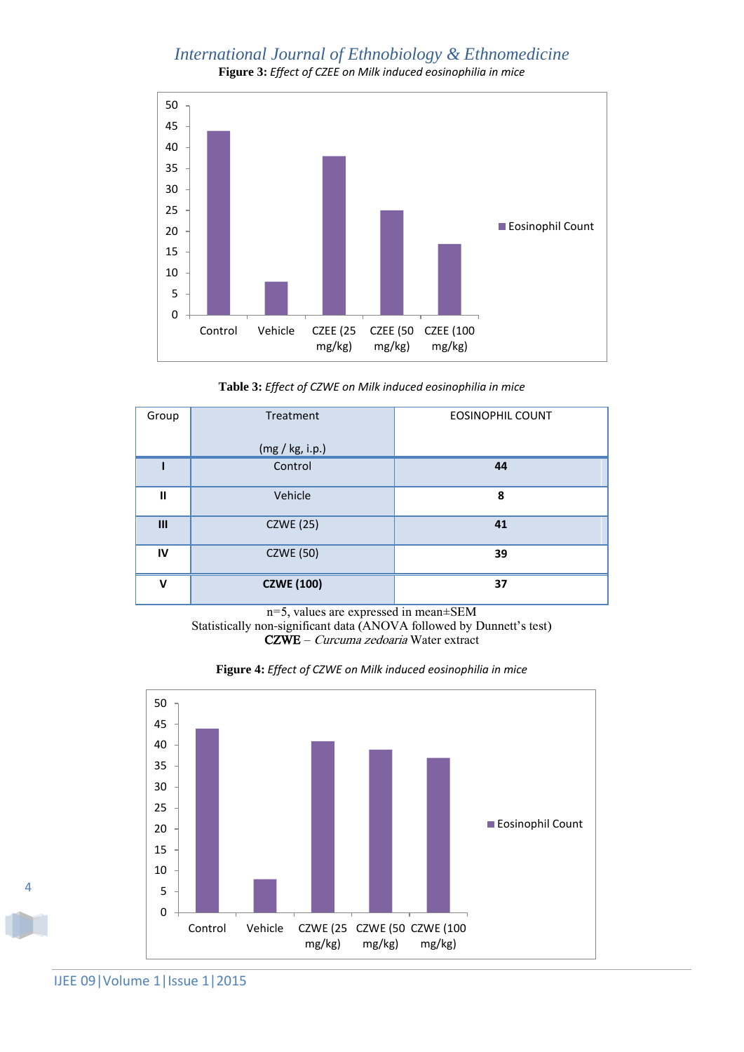**Figure 3:** *Effect of CZEE on Milk induced eosinophilia in mice*

**Table 3:** *Effect of CZWE on Milk induced eosinophilia in mice*

| Group | Treatment (mg / kg, i.p.) | EOSINOPHIL COUNT |
|---|---|---|
| **I** | Control | **44** |
| **II** | Vehicle | **8** |
| **III** | CZWE (25) | **41** |
| **IV** | CZWE (50) | **39** |
| **V** | **CZWE (100)** | **37** |

n=5, values are expressed in mean±SEM

Statistically non-significant data (ANOVA followed by Dunnett's test)

**CZWE** – *Curcuma zedoaria* Water extract

**Figure 4:** *Effect of CZWE on Milk induced eosinophilia in mice*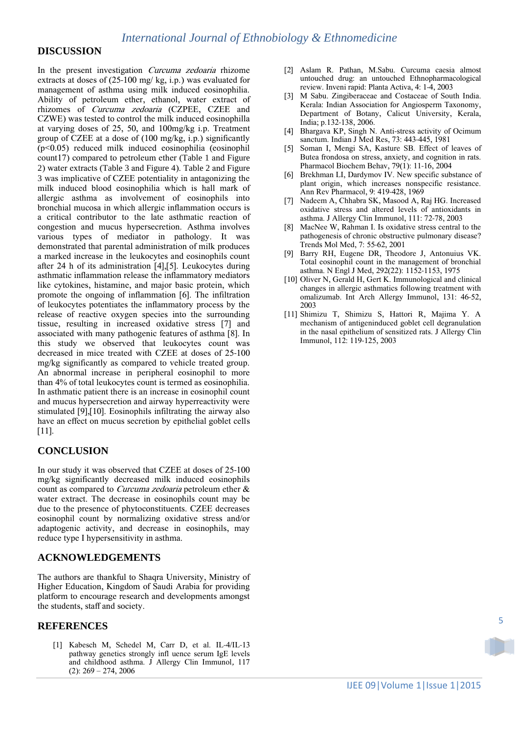## DISCUSSION

In the present investigation *Curcuma zedoaria* rhizome extracts at doses of (25-100 mg/ kg, i.p.) was evaluated for management of asthma using milk induced eosinophilia. Ability of petroleum ether, ethanol, water extract of rhizomes of *Curcuma zedoaria* (CZPEE, CZEE and CZWE) was tested to control the milk induced eosinophilla at varying doses of 25, 50, and 100mg/kg i.p. Treatment group of CZEE at a dose of (100 mg/kg, i.p.) significantly ($p<0.05$) reduced milk induced eosinophilia (eosinophil count17) compared to petroleum ether (Table 1 and Figure 2) water extracts (Table 3 and Figure 4). Table 2 and Figure 3 was implicative of CZEE potentiality in antagonizing the milk induced blood eosinophilia which is hall mark of allergic asthma as involvement of eosinophils into bronchial mucosa in which allergic inflammation occurs is a critical contributor to the late asthmatic reaction of congestion and mucus hypersecretion. Asthma involves various types of mediator in pathology. It was demonstrated that parental administration of milk produces a marked increase in the leukocytes and eosinophils count after 24 h of its administration [4],[5]. Leukocytes during asthmatic inflammation release the inflammatory mediators like cytokines, histamine, and major basic protein, which promote the ongoing of inflammation [6]. The infiltration of leukocytes potentiates the inflammatory process by the release of reactive oxygen species into the surrounding tissue, resulting in increased oxidative stress [7] and associated with many pathogenic features of asthma [8]. In this study we observed that leukocytes count was decreased in mice treated with CZEE at doses of 25-100 mg/kg significantly as compared to vehicle treated group. An abnormal increase in peripheral eosinophil to more than 4% of total leukocytes count is termed as eosinophilia. In asthmatic patient there is an increase in eosinophil count and mucus hypersecretion and airway hyperreactivity were stimulated [9],[10]. Eosinophils infiltrating the airway also have an effect on mucus secretion by epithelial goblet cells [11].

## CONCLUSION

In our study it was observed that CZEE at doses of 25-100 mg/kg significantly decreased milk induced eosinophils count as compared to *Curcuma zedoaria* petroleum ether & water extract. The decrease in eosinophils count may be due to the presence of phytoconstituents. CZEE decreases eosinophil count by normalizing oxidative stress and/or adaptogenic activity, and decrease in eosinophils, may reduce type I hypersensitivity in asthma.

## ACKNOWLEDGEMENTS

The authors are thankful to Shaqra University, Ministry of Higher Education, Kingdom of Saudi Arabia for providing platform to encourage research and developments amongst the students, staff and society.

## REFERENCES

[1] Kabesch M, Schedel M, Carr D, et al. IL-4/IL-13 pathway genetics strongly infl uence serum IgE levels and childhood asthma. J Allergy Clin Immunol, 117 (2): 269 – 274, 2006

[2] Aslam R. Pathan, M.Sabu. Curcuma caesia almost untouched drug: an untouched Ethnopharmacological review. Inveni rapid: Planta Activa, 4: 1-4, 2003

[3] M Sabu. Zingiberaceae and Costaceae of South India. Kerala: Indian Association for Angiosperm Taxonomy, Department of Botany, Calicut University, Kerala, India; p.132-138, 2006.

[4] Bhargava KP, Singh N. Anti-stress activity of Ocimum sanctum. Indian J Med Res, 73: 443-445, 1981

[5] Soman I, Mengi SA, Kasture SB. Effect of leaves of Butea frondosa on stress, anxiety, and cognition in rats. Pharmacol Biochem Behav, 79(1): 11-16, 2004

[6] Brekhman LI, Dardymov IV. New specific substance of plant origin, which increases nonspecific resistance. Ann Rev Pharmacol, 9: 419-428, 1969

[7] Nadeem A, Chhabra SK, Masood A, Raj HG. Increased oxidative stress and altered levels of antioxidants in asthma. J Allergy Clin Immunol, 111: 72-78, 2003

[8] MacNee W, Rahman I. Is oxidative stress central to the pathogenesis of chronic obstructive pulmonary disease? Trends Mol Med, 7: 55-62, 2001

[9] Barry RH, Eugene DR, Theodore J, Antonuius VK. Total eosinophil count in the management of bronchial asthma. N Engl J Med, 292(22): 1152-1153, 1975

[10] Oliver N, Gerald H, Gert K. Immunological and clinical changes in allergic asthmatics following treatment with omalizumab. Int Arch Allergy Immunol, 131: 46-52, 2003

[11] Shimizu T, Shimizu S, Hattori R, Majima Y. A mechanism of antigeninduced goblet cell degranulation in the nasal epithelium of sensitized rats. J Allergy Clin Immunol, 112: 119-125, 2003